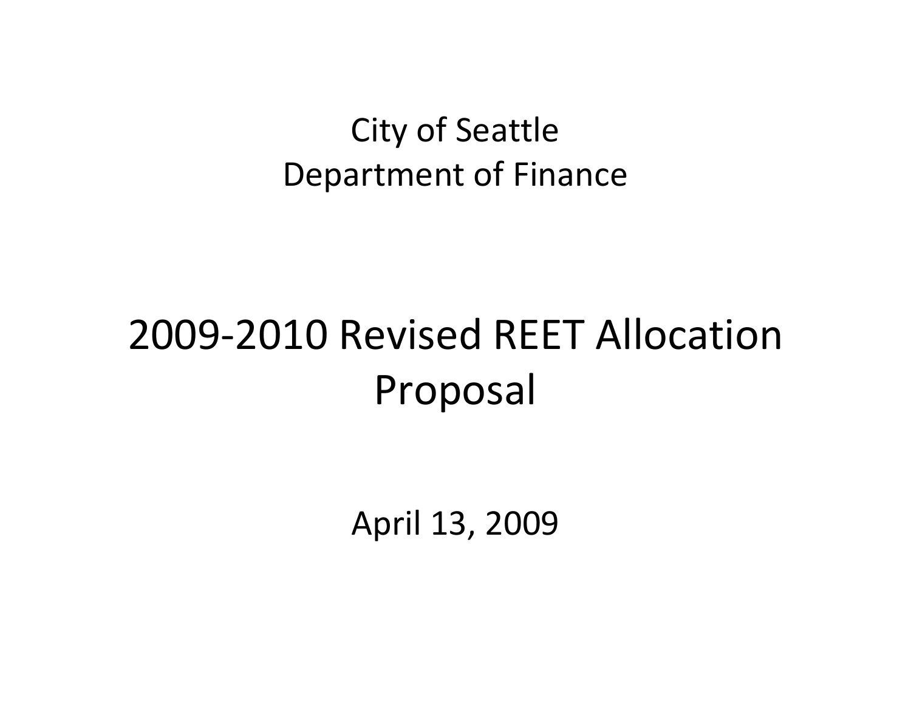City of Seattle
Department of Finance

# 2009-2010 Revised REET Allocation Proposal

April 13, 2009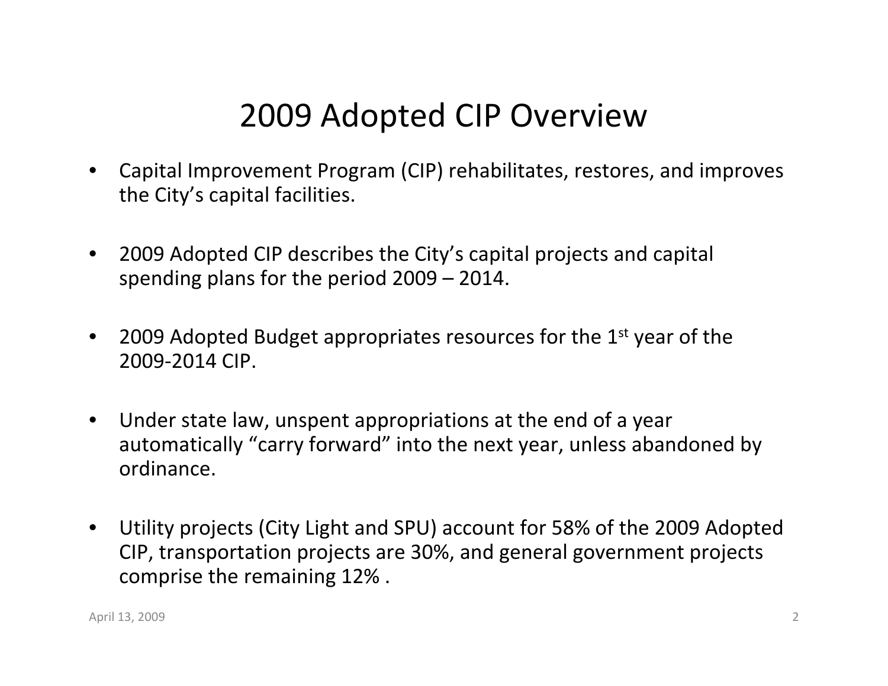# 2009 Adopted CIP Overview

- Capital Improvement Program (CIP) rehabilitates, restores, and improves the City's capital facilities.

- 2009 Adopted CIP describes the City's capital projects and capital spending plans for the period 2009 – 2014.

- 2009 Adopted Budget appropriates resources for the 1st year of the 2009-2014 CIP.

- Under state law, unspent appropriations at the end of a year automatically "carry forward" into the next year, unless abandoned by ordinance.

- Utility projects (City Light and SPU) account for 58% of the 2009 Adopted CIP, transportation projects are 30%, and general government projects comprise the remaining 12% .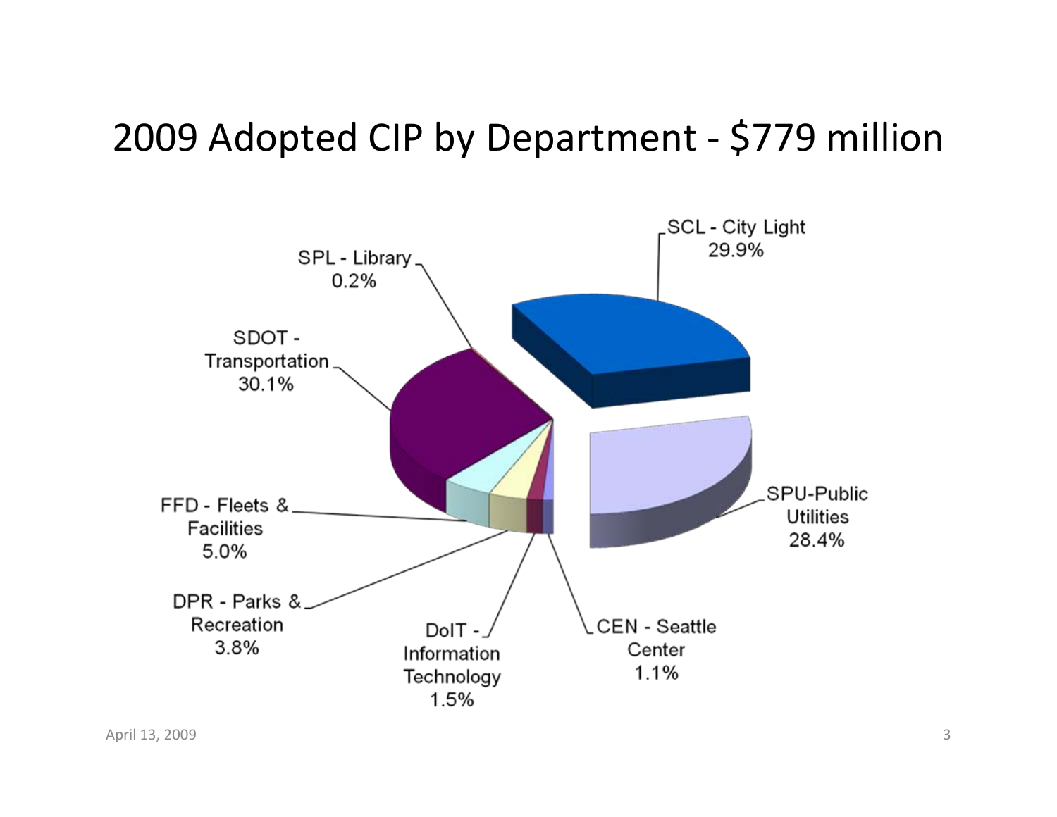# 2009 Adopted CIP by Department - $779 million

SCL - City Light
29.9%

SPL - Library
0.2%

SDOT - Transportation
30.1%

SPU-Public Utilities
28.4%

FFD - Fleets & Facilities
5.0%

DPR - Parks & Recreation
3.8%

DoIT - Information Technology
1.5%

CEN - Seattle Center
1.1%

April 13, 2009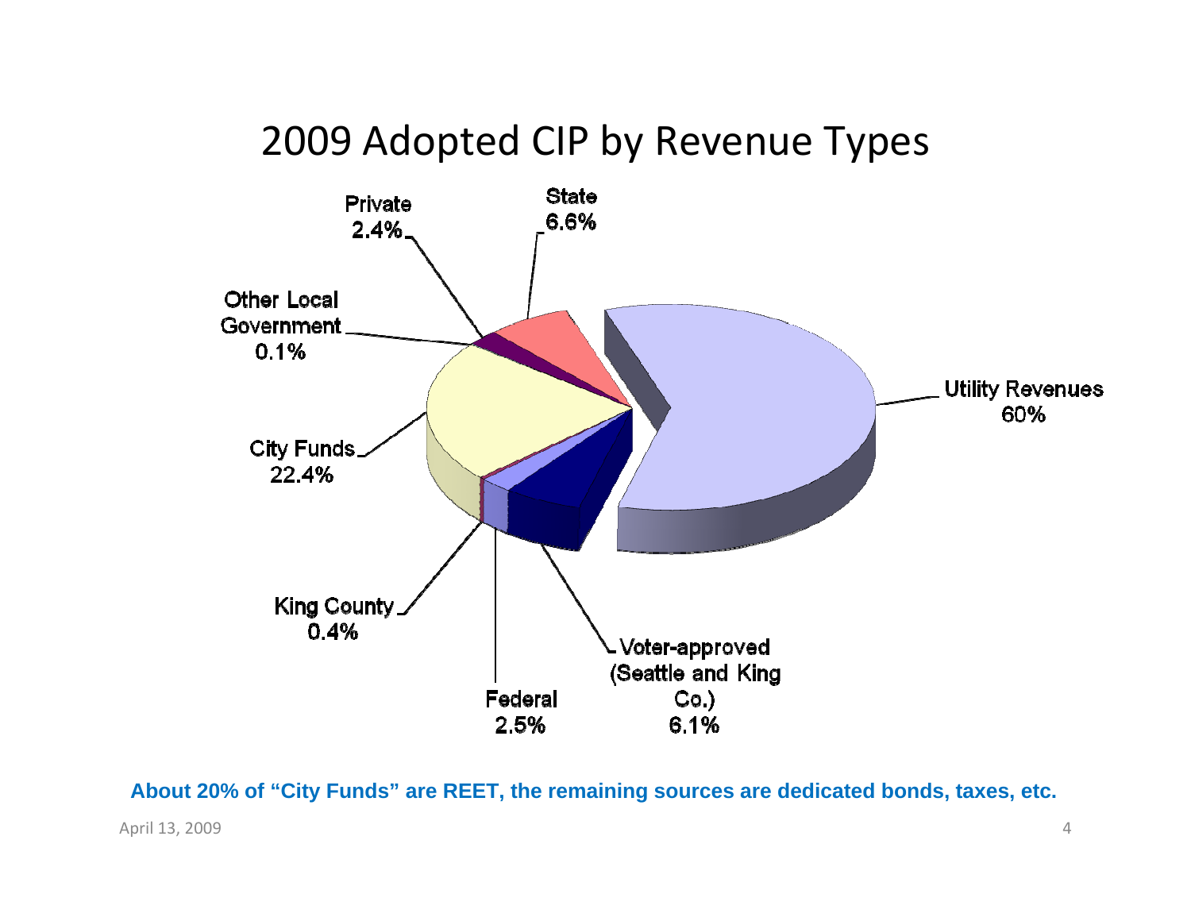# 2009 Adopted CIP by Revenue Types

Private
2.4%

State
6.6%

Other Local Government
0.1%

Utility Revenues
60%

City Funds
22.4%

King County
0.4%

Voter-approved (Seattle and King Co.)
6.1%

Federal
2.5%

**About 20% of "City Funds" are REET, the remaining sources are dedicated bonds, taxes, etc.**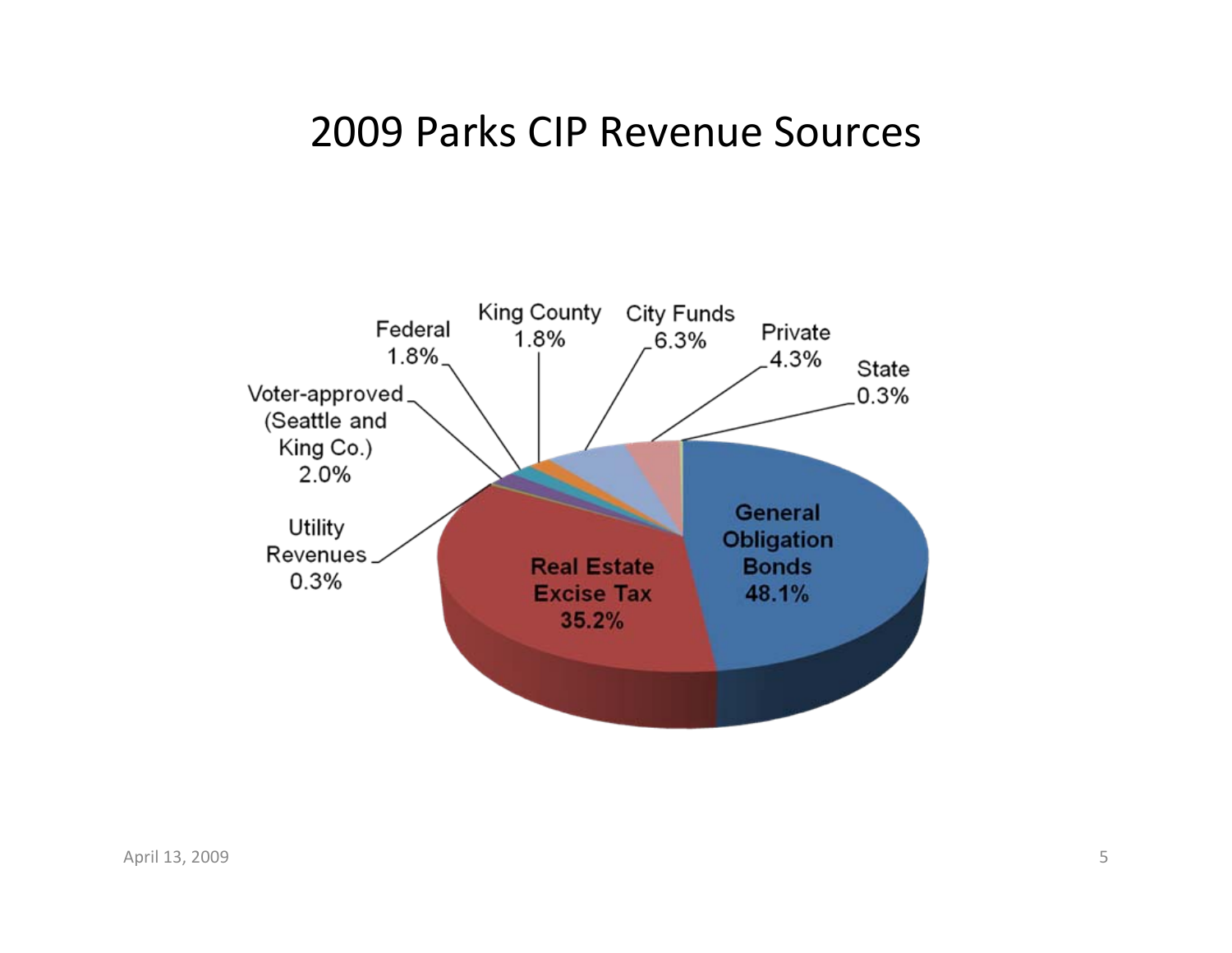# 2009 Parks CIP Revenue Sources

Federal
1.8%

King County
1.8%

City Funds
6.3%

Private
4.3%

State
0.3%

Voter-approved (Seattle and King Co.)
2.0%

Utility Revenues
0.3%

Real Estate Excise Tax
35.2%

General Obligation Bonds
48.1%

April 13, 2009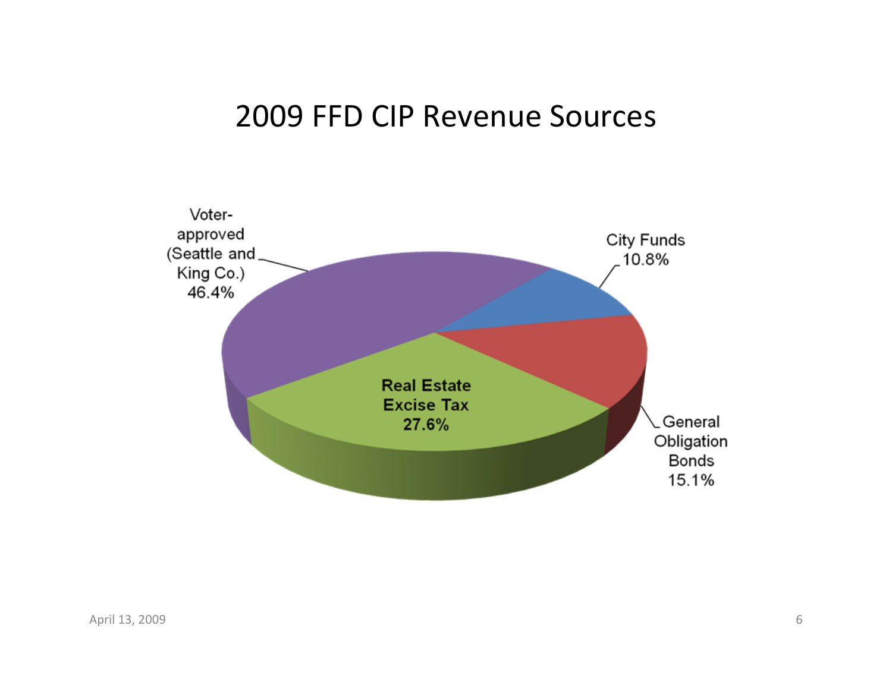# 2009 FFD CIP Revenue Sources

Voter-approved (Seattle and King Co.)
46.4%

City Funds
10.8%

General Obligation Bonds
15.1%

Real Estate Excise Tax
27.6%

April 13, 2009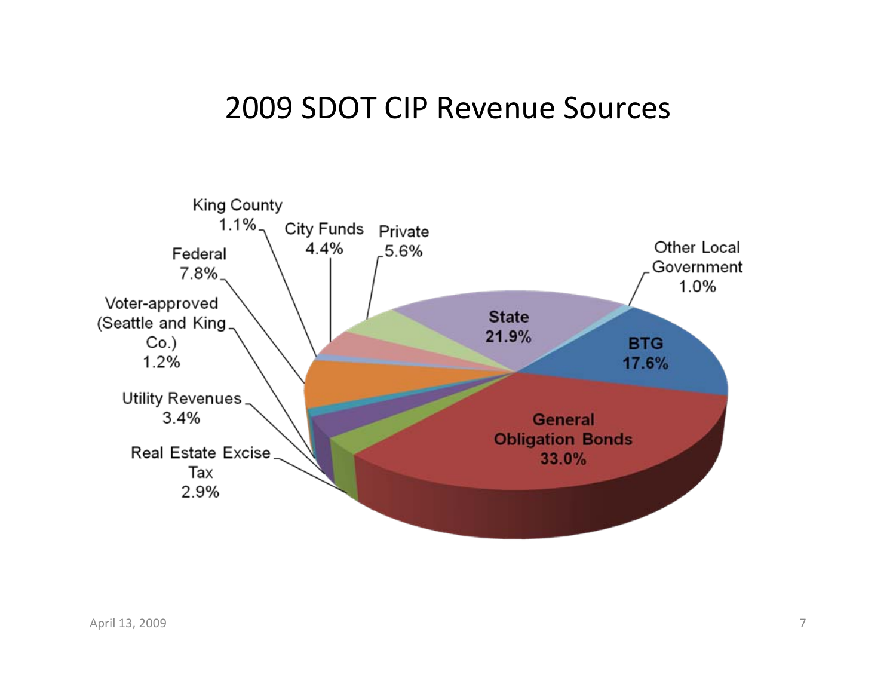# 2009 SDOT CIP Revenue Sources

King County
1.1%

City Funds
4.4%

Private
5.6%

Other Local Government
1.0%

Federal
7.8%

Voter-approved (Seattle and King Co.)
1.2%

State
21.9%

BTG
17.6%

Utility Revenues
3.4%

General Obligation Bonds
33.0%

Real Estate Excise Tax
2.9%

April 13, 2009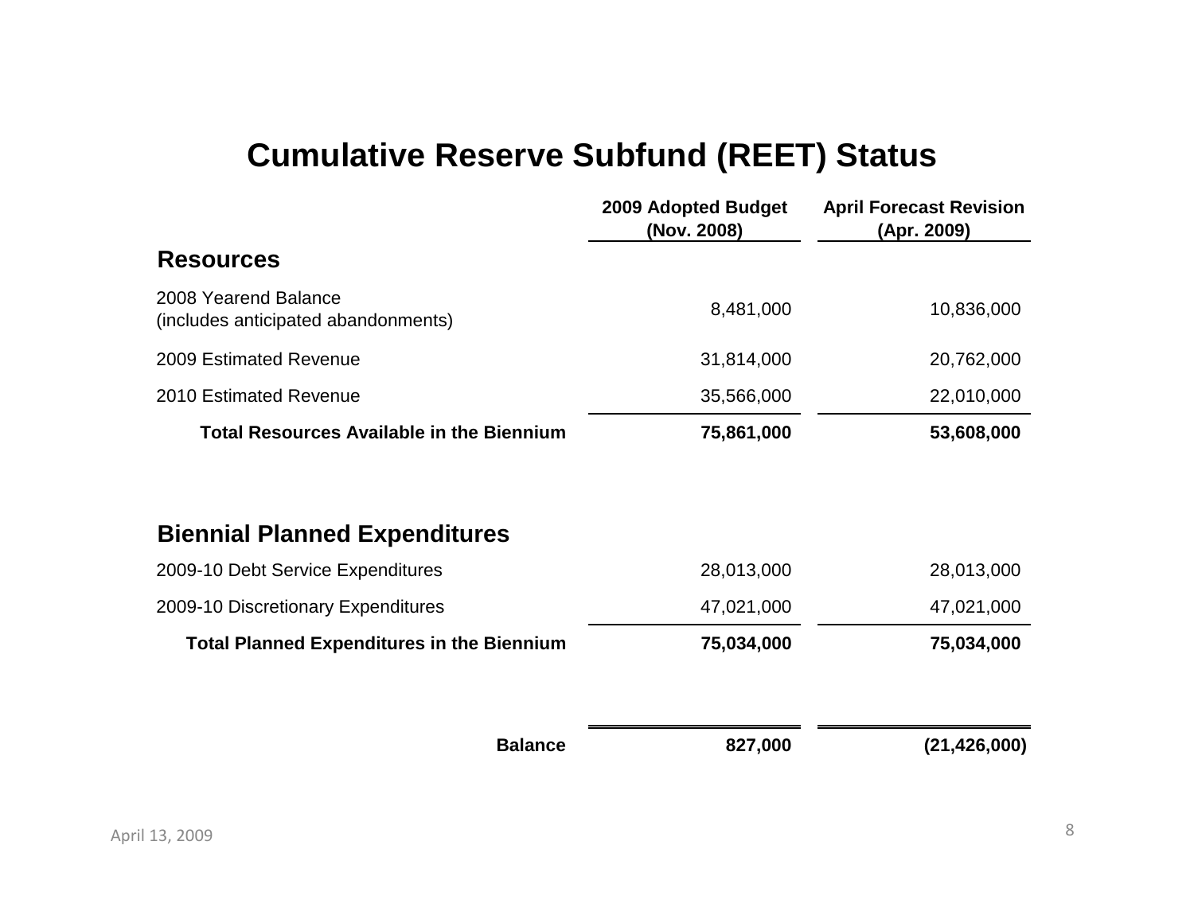# Cumulative Reserve Subfund (REET) Status

| | 2009 Adopted Budget (Nov. 2008) | April Forecast Revision (Apr. 2009) |
|---|---|---|
| **Resources** | | |
| 2008 Yearend Balance (includes anticipated abandonments) | 8,481,000 | 10,836,000 |
| 2009 Estimated Revenue | 31,814,000 | 20,762,000 |
| 2010 Estimated Revenue | 35,566,000 | 22,010,000 |
| **Total Resources Available in the Biennium** | **75,861,000** | **53,608,000** |
| | | |
| **Biennial Planned Expenditures** | | |
| 2009-10 Debt Service Expenditures | 28,013,000 | 28,013,000 |
| 2009-10 Discretionary Expenditures | 47,021,000 | 47,021,000 |
| **Total Planned Expenditures in the Biennium** | **75,034,000** | **75,034,000** |
| | | |
| **Balance** | **827,000** | **(21,426,000)** |

April 13, 2009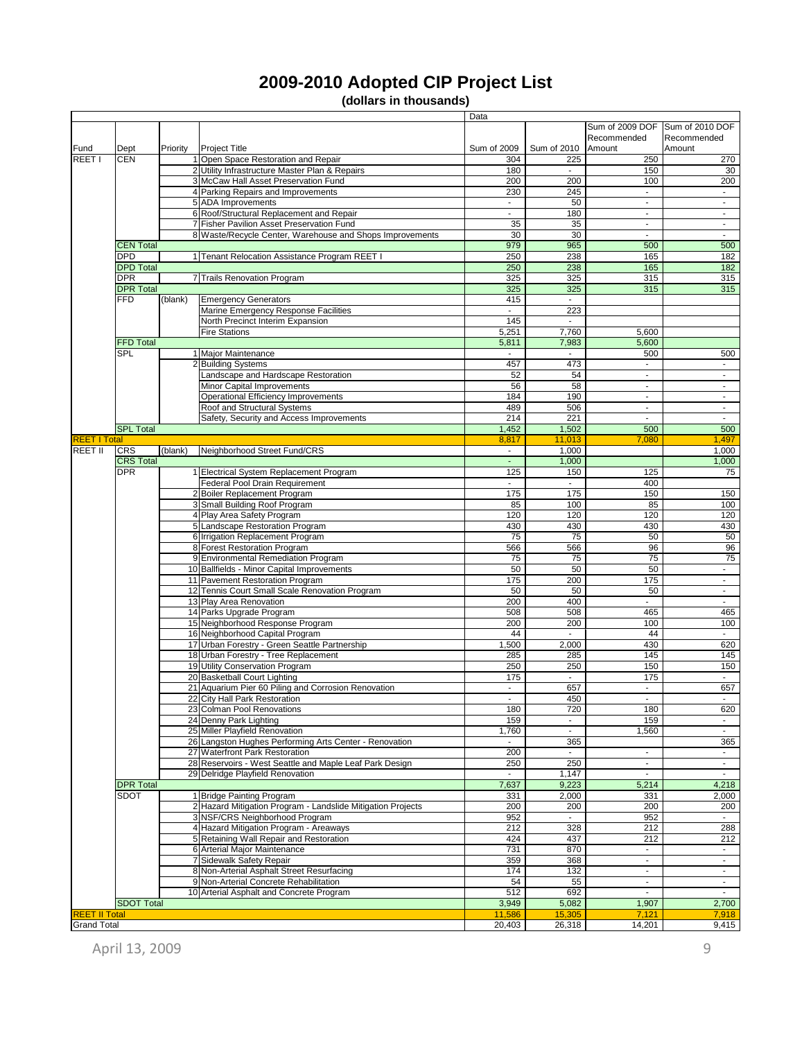# 2009-2010 Adopted CIP Project List

**(dollars in thousands)**

| | | | | Data | | | |
|---|---|---|---|---|---|---|---|
| Fund | Dept | Priority | Project Title | Sum of 2009 | Sum of 2010 | Sum of 2009 DOF Recommended Amount | Sum of 2010 DOF Recommended Amount |
| REET I | CEN | 1 | Open Space Restoration and Repair | 304 | 225 | 250 | 270 |
| | | 2 | Utility Infrastructure Master Plan & Repairs | 180 | - | 150 | 30 |
| | | 3 | McCaw Hall Asset Preservation Fund | 200 | 200 | 100 | 200 |
| | | 4 | Parking Repairs and Improvements | 230 | 245 | - | - |
| | | 5 | ADA Improvements | - | 50 | - | - |
| | | 6 | Roof/Structural Replacement and Repair | - | 180 | - | - |
| | | 7 | Fisher Pavilion Asset Preservation Fund | 35 | 35 | - | - |
| | | 8 | Waste/Recycle Center, Warehouse and Shops Improvements | 30 | 30 | - | - |
| | CEN Total | | | 979 | 965 | 500 | 500 |
| | DPD | 1 | Tenant Relocation Assistance Program REET I | 250 | 238 | 165 | 182 |
| | DPD Total | | | 250 | 238 | 165 | 182 |
| | DPR | 7 | Trails Renovation Program | 325 | 325 | 315 | 315 |
| | DPR Total | | | 325 | 325 | 315 | 315 |
| | FFD | (blank) | Emergency Generators | 415 | - | | |
| | | | Marine Emergency Response Facilities | - | 223 | | |
| | | | North Precinct Interim Expansion | 145 | - | | |
| | | | Fire Stations | 5,251 | 7,760 | 5,600 | |
| | FFD Total | | | 5,811 | 7,983 | 5,600 | |
| | SPL | 1 | Major Maintenance | - | - | 500 | 500 |
| | | 2 | Building Systems | 457 | 473 | - | - |
| | | | Landscape and Hardscape Restoration | 52 | 54 | - | - |
| | | | Minor Capital Improvements | 56 | 58 | - | - |
| | | | Operational Efficiency Improvements | 184 | 190 | - | - |
| | | | Roof and Structural Systems | 489 | 506 | - | - |
| | | | Safety, Security and Access Improvements | 214 | 221 | - | - |
| | SPL Total | | | 1,452 | 1,502 | 500 | 500 |
| REET I Total | | | | 8,817 | 11,013 | 7,080 | 1,497 |
| REET II | CRS | (blank) | Neighborhood Street Fund/CRS | - | 1,000 | | 1,000 |
| | CRS Total | | | - | 1,000 | | 1,000 |
| | DPR | 1 | Electrical System Replacement Program | 125 | 150 | 125 | 75 |
| | | | Federal Pool Drain Requirement | - | - | 400 | |
| | | 2 | Boiler Replacement Program | 175 | 175 | 150 | 150 |
| | | 3 | Small Building Roof Program | 85 | 100 | 85 | 100 |
| | | 4 | Play Area Safety Program | 120 | 120 | 120 | 120 |
| | | 5 | Landscape Restoration Program | 430 | 430 | 430 | 430 |
| | | 6 | Irrigation Replacement Program | 75 | 75 | 50 | 50 |
| | | 8 | Forest Restoration Program | 566 | 566 | 96 | 96 |
| | | 9 | Environmental Remediation Program | 75 | 75 | 75 | 75 |
| | | 10 | Ballfields - Minor Capital Improvements | 50 | 50 | 50 | - |
| | | 11 | Pavement Restoration Program | 175 | 200 | 175 | - |
| | | 12 | Tennis Court Small Scale Renovation Program | 50 | 50 | 50 | - |
| | | 13 | Play Area Renovation | 200 | 400 | - | - |
| | | 14 | Parks Upgrade Program | 508 | 508 | 465 | 465 |
| | | 15 | Neighborhood Response Program | 200 | 200 | 100 | 100 |
| | | 16 | Neighborhood Capital Program | 44 | - | 44 | - |
| | | 17 | Urban Forestry - Green Seattle Partnership | 1,500 | 2,000 | 430 | 620 |
| | | 18 | Urban Forestry - Tree Replacement | 285 | 285 | 145 | 145 |
| | | 19 | Utility Conservation Program | 250 | 250 | 150 | 150 |
| | | 20 | Basketball Court Lighting | 175 | - | 175 | - |
| | | 21 | Aquarium Pier 60 Piling and Corrosion Renovation | - | 657 | - | 657 |
| | | 22 | City Hall Park Restoration | - | 450 | - | - |
| | | 23 | Colman Pool Renovations | 180 | 720 | 180 | 620 |
| | | 24 | Denny Park Lighting | 159 | - | 159 | - |
| | | 25 | Miller Playfield Renovation | 1,760 | - | 1,560 | - |
| | | 26 | Langston Hughes Performing Arts Center - Renovation | - | 365 | | 365 |
| | | 27 | Waterfront Park Restoration | 200 | - | - | - |
| | | 28 | Reservoirs - West Seattle and Maple Leaf Park Design | 250 | 250 | - | - |
| | | 29 | Delridge Playfield Renovation | - | 1,147 | - | - |
| | DPR Total | | | 7,637 | 9,223 | 5,214 | 4,218 |
| | SDOT | 1 | Bridge Painting Program | 331 | 2,000 | 331 | 2,000 |
| | | 2 | Hazard Mitigation Program - Landslide Mitigation Projects | 200 | 200 | 200 | 200 |
| | | 3 | NSF/CRS Neighborhood Program | 952 | - | 952 | - |
| | | 4 | Hazard Mitigation Program - Areaways | 212 | 328 | 212 | 288 |
| | | 5 | Retaining Wall Repair and Restoration | 424 | 437 | 212 | 212 |
| | | 6 | Arterial Major Maintenance | 731 | 870 | - | - |
| | | 7 | Sidewalk Safety Repair | 359 | 368 | - | - |
| | | 8 | Non-Arterial Asphalt Street Resurfacing | 174 | 132 | - | - |
| | | 9 | Non-Arterial Concrete Rehabilitation | 54 | 55 | - | - |
| | | 10 | Arterial Asphalt and Concrete Program | 512 | 692 | - | - |
| | SDOT Total | | | 3,949 | 5,082 | 1,907 | 2,700 |
| REET II Total | | | | 11,586 | 15,305 | 7,121 | 7,918 |
| Grand Total | | | | 20,403 | 26,318 | 14,201 | 9,415 |

April 13, 2009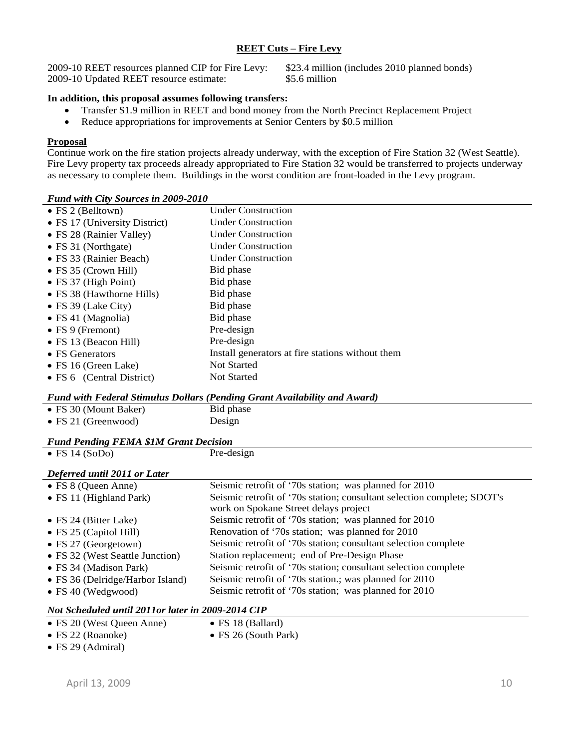## **REET Cuts – Fire Levy**

| | |
|---|---|
| 2009-10 REET resources planned CIP for Fire Levy: | $23.4 million (includes 2010 planned bonds) |
| 2009-10 Updated REET resource estimate: | $5.6 million |

**In addition, this proposal assumes following transfers:**

- Transfer $1.9 million in REET and bond money from the North Precinct Replacement Project
- Reduce appropriations for improvements at Senior Centers by $0.5 million

**Proposal**

Continue work on the fire station projects already underway, with the exception of Fire Station 32 (West Seattle). Fire Levy property tax proceeds already appropriated to Fire Station 32 would be transferred to projects underway as necessary to complete them. Buildings in the worst condition are front-loaded in the Levy program.

***Fund with City Sources in 2009-2010***

| | |
|---|---|
| • FS 2 (Belltown) | Under Construction |
| • FS 17 (University District) | Under Construction |
| • FS 28 (Rainier Valley) | Under Construction |
| • FS 31 (Northgate) | Under Construction |
| • FS 33 (Rainier Beach) | Under Construction |
| • FS 35 (Crown Hill) | Bid phase |
| • FS 37 (High Point) | Bid phase |
| • FS 38 (Hawthorne Hills) | Bid phase |
| • FS 39 (Lake City) | Bid phase |
| • FS 41 (Magnolia) | Bid phase |
| • FS 9 (Fremont) | Pre-design |
| • FS 13 (Beacon Hill) | Pre-design |
| • FS Generators | Install generators at fire stations without them |
| • FS 16 (Green Lake) | Not Started |
| • FS 6 (Central District) | Not Started |

***Fund with Federal Stimulus Dollars (Pending Grant Availability and Award)***

| | |
|---|---|
| • FS 30 (Mount Baker) | Bid phase |
| • FS 21 (Greenwood) | Design |

***Fund Pending FEMA $1M Grant Decision***

| | |
|---|---|
| • FS 14 (SoDo) | Pre-design |

***Deferred until 2011 or Later***

| | |
|---|---|
| • FS 8 (Queen Anne) | Seismic retrofit of '70s station; was planned for 2010 |
| • FS 11 (Highland Park) | Seismic retrofit of '70s station; consultant selection complete; SDOT's work on Spokane Street delays project |
| • FS 24 (Bitter Lake) | Seismic retrofit of '70s station; was planned for 2010 |
| • FS 25 (Capitol Hill) | Renovation of '70s station; was planned for 2010 |
| • FS 27 (Georgetown) | Seismic retrofit of '70s station; consultant selection complete |
| • FS 32 (West Seattle Junction) | Station replacement; end of Pre-Design Phase |
| • FS 34 (Madison Park) | Seismic retrofit of '70s station; consultant selection complete |
| • FS 36 (Delridge/Harbor Island) | Seismic retrofit of '70s station.; was planned for 2010 |
| • FS 40 (Wedgwood) | Seismic retrofit of '70s station; was planned for 2010 |

***Not Scheduled until 2011or later in 2009-2014 CIP***

- FS 20 (West Queen Anne)
- FS 22 (Roanoke)
- FS 29 (Admiral)
- FS 18 (Ballard)
- FS 26 (South Park)

April 13, 2009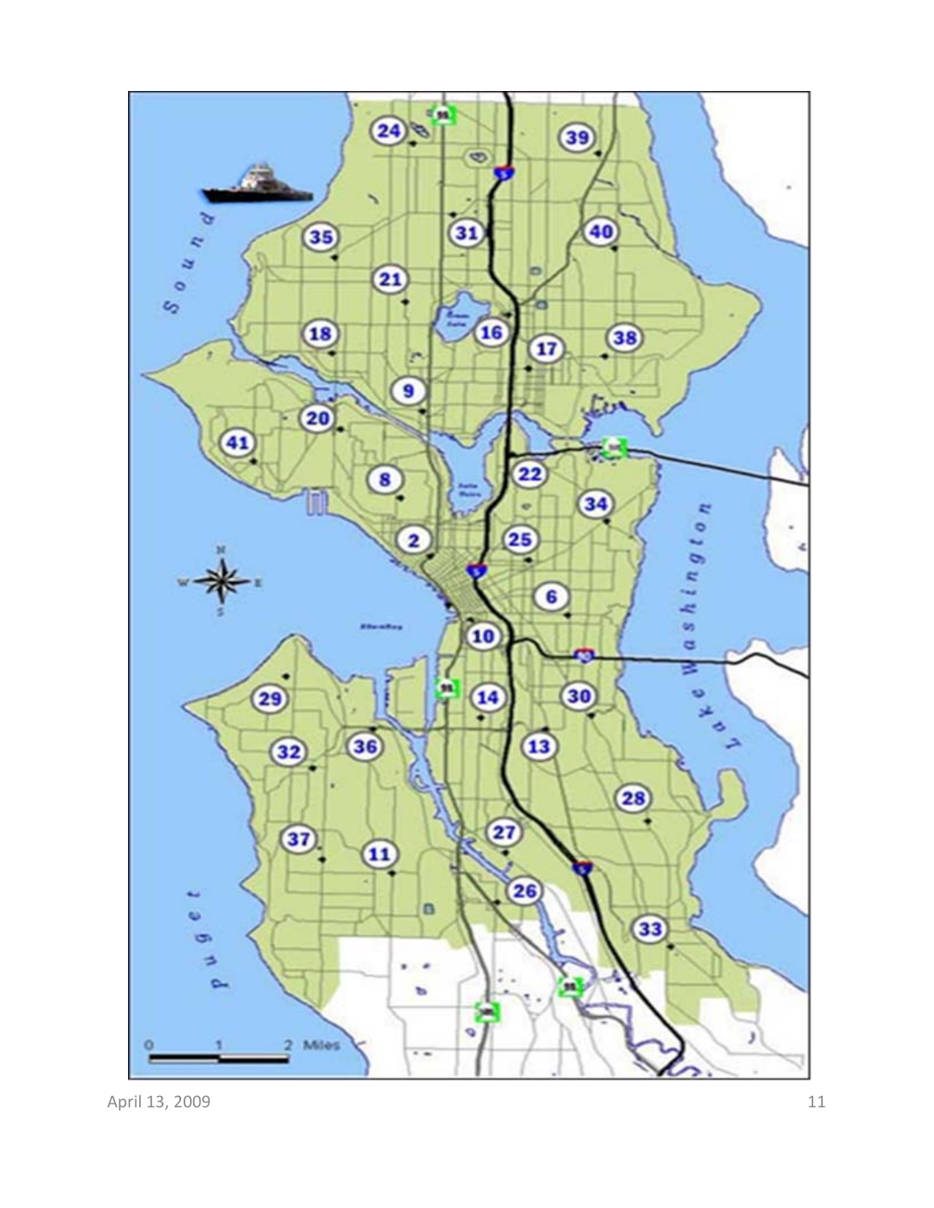Sound

Puget

Lake Washington

24
39
31
40
35
21
16
18
17
38
9
20
41
8
22
34
2
25
6
10
29
14
30
32
36
13
28
37
27
11
26
33

N
W
E
S

0 1 2 Miles